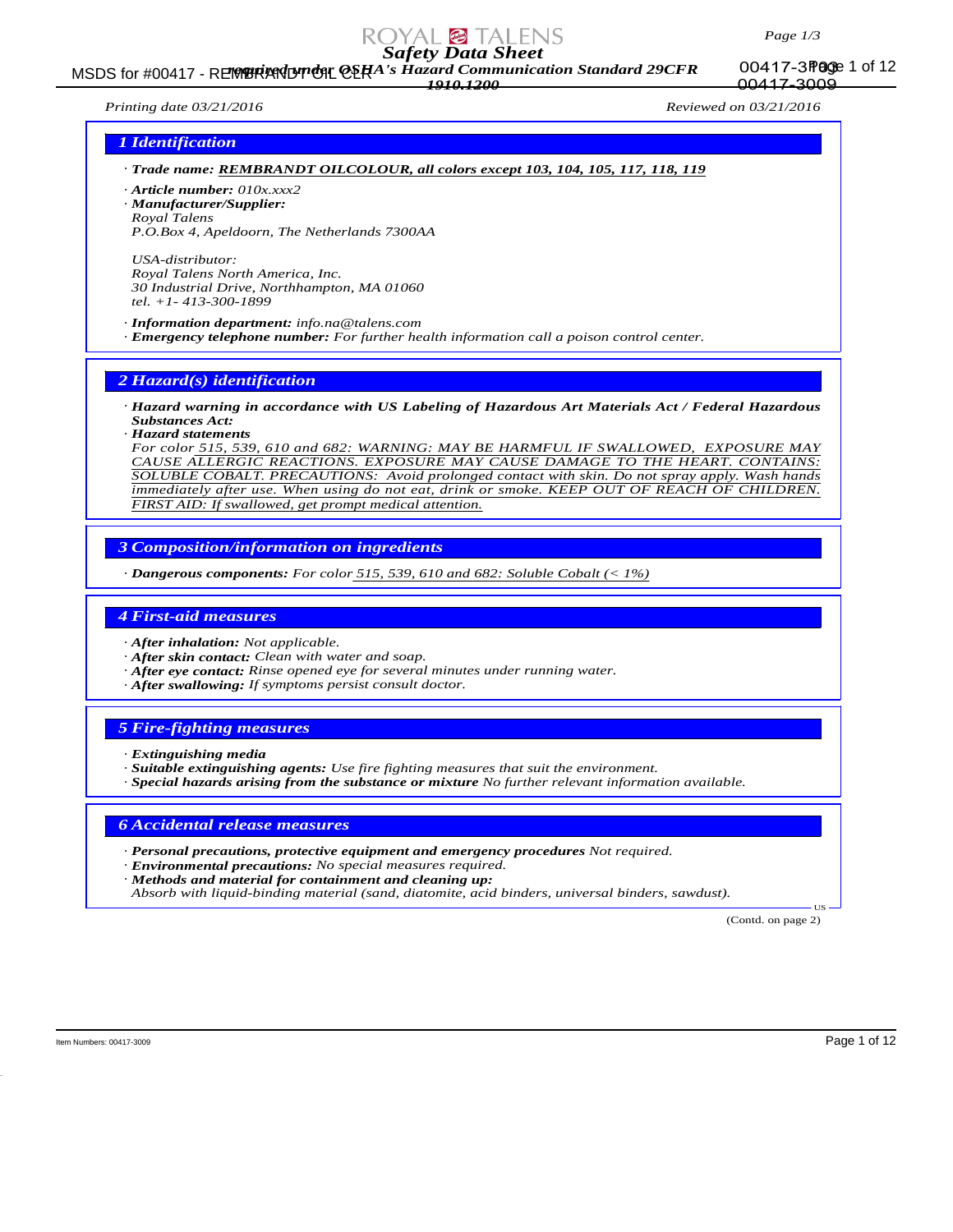# Safety Data Sheet

**required under OSHA's Hazard Communication Standard 29CFR 1910.1200**

Printing date 03/21/2016 Reviewed on 03/21/2016

## 1 Identification

· **Trade name: REMBRANDT OILCOLOUR, all colors except 103, 104, 105, 117, 118, 119**

· **Article number:** 010x.xxx2
· **Manufacturer/Supplier:**
Royal Talens
P.O.Box 4, Apeldoorn, The Netherlands 7300AA

USA-distributor:
Royal Talens North America, Inc.
30 Industrial Drive, Northhampton, MA 01060
tel. +1- 413-300-1899

· **Information department:** info.na@talens.com
· **Emergency telephone number:** For further health information call a poison control center.

## 2 Hazard(s) identification

· **Hazard warning in accordance with US Labeling of Hazardous Art Materials Act / Federal Hazardous Substances Act:**
· **Hazard statements**
For color 515, 539, 610 and 682: WARNING: MAY BE HARMFUL IF SWALLOWED, EXPOSURE MAY CAUSE ALLERGIC REACTIONS. EXPOSURE MAY CAUSE DAMAGE TO THE HEART. CONTAINS: SOLUBLE COBALT. PRECAUTIONS: Avoid prolonged contact with skin. Do not spray apply. Wash hands immediately after use. When using do not eat, drink or smoke. KEEP OUT OF REACH OF CHILDREN. FIRST AID: If swallowed, get prompt medical attention.

## 3 Composition/information on ingredients

· **Dangerous components:** For color 515, 539, 610 and 682: Soluble Cobalt (< 1%)

## 4 First-aid measures

· **After inhalation:** Not applicable.
· **After skin contact:** Clean with water and soap.
· **After eye contact:** Rinse opened eye for several minutes under running water.
· **After swallowing:** If symptoms persist consult doctor.

## 5 Fire-fighting measures

· **Extinguishing media**
· **Suitable extinguishing agents:** Use fire fighting measures that suit the environment.
· **Special hazards arising from the substance or mixture** No further relevant information available.

## 6 Accidental release measures

· **Personal precautions, protective equipment and emergency procedures** Not required.
· **Environmental precautions:** No special measures required.
· **Methods and material for containment and cleaning up:**
Absorb with liquid-binding material (sand, diatomite, acid binders, universal binders, sawdust).

(Contd. on page 2)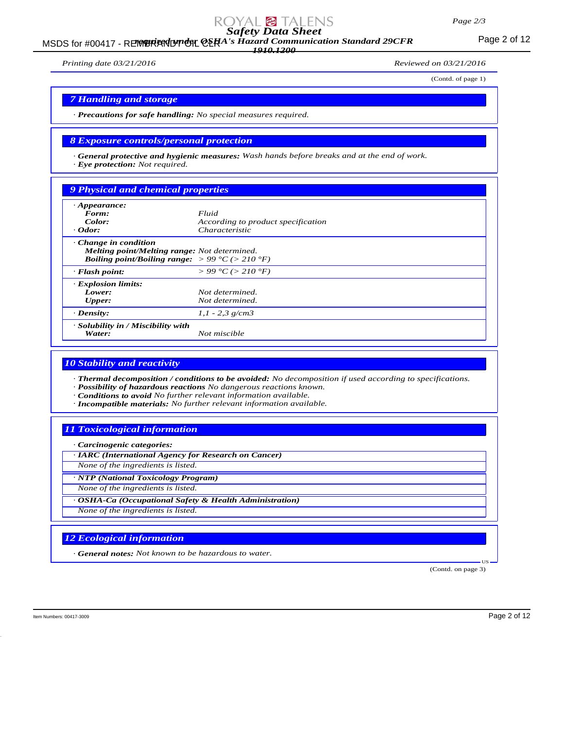Printing date 03/21/2016 Reviewed on 03/21/2016

(Contd. of page 1)

## 7 Handling and storage

· **Precautions for safe handling:** No special measures required.

## 8 Exposure controls/personal protection

· **General protective and hygienic measures:** Wash hands before breaks and at the end of work.
· **Eye protection:** Not required.

## 9 Physical and chemical properties

| | |
|---|---|
| · **Appearance:** | |
| **Form:** | Fluid |
| **Color:** | According to product specification |
| · **Odor:** | Characteristic |
| · **Change in condition** | |
| **Melting point/Melting range:** | Not determined. |
| **Boiling point/Boiling range:** | > 99 °C (> 210 °F) |
| · **Flash point:** | > 99 °C (> 210 °F) |
| · **Explosion limits:** | |
| **Lower:** | Not determined. |
| **Upper:** | Not determined. |
| · **Density:** | 1,1 - 2,3 g/cm3 |
| · **Solubility in / Miscibility with Water:** | Not miscible |

## 10 Stability and reactivity

· **Thermal decomposition / conditions to be avoided:** No decomposition if used according to specifications.
· **Possibility of hazardous reactions** No dangerous reactions known.
· **Conditions to avoid** No further relevant information available.
· **Incompatible materials:** No further relevant information available.

## 11 Toxicological information

· **Carcinogenic categories:**

· **IARC (International Agency for Research on Cancer)**

None of the ingredients is listed.

· **NTP (National Toxicology Program)**

None of the ingredients is listed.

· **OSHA-Ca (Occupational Safety & Health Administration)**

None of the ingredients is listed.

## 12 Ecological information

· **General notes:** Not known to be hazardous to water.

(Contd. on page 3)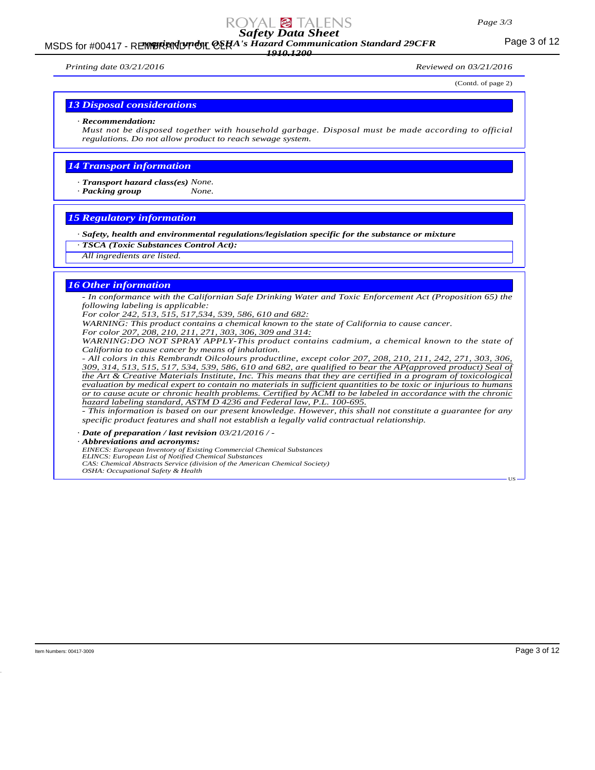(Contd. of page 2)

## 13 Disposal considerations

· **Recommendation:**
*Must not be disposed together with household garbage. Disposal must be made according to official regulations. Do not allow product to reach sewage system.*

## 14 Transport information

· **Transport hazard class(es)** *None.*
· **Packing group** *None.*

## 15 Regulatory information

· **Safety, health and environmental regulations/legislation specific for the substance or mixture**
· **TSCA (Toxic Substances Control Act):**
*All ingredients are listed.*

## 16 Other information

*- In conformance with the Californian Safe Drinking Water and Toxic Enforcement Act (Proposition 65) the following labeling is applicable:*
*For color 242, 513, 515, 517,534, 539, 586, 610 and 682:*
*WARNING: This product contains a chemical known to the state of California to cause cancer.*
*For color 207, 208, 210, 211, 271, 303, 306, 309 and 314:*
*WARNING:DO NOT SPRAY APPLY-This product contains cadmium, a chemical known to the state of California to cause cancer by means of inhalation.*
*- All colors in this Rembrandt Oilcolours productline, except color 207, 208, 210, 211, 242, 271, 303, 306, 309, 314, 513, 515, 517, 534, 539, 586, 610 and 682, are qualified to bear the AP(approved product) Seal of the Art & Creative Materials Institute, Inc. This means that they are certified in a program of toxicological evaluation by medical expert to contain no materials in sufficient quantities to be toxic or injurious to humans or to cause acute or chronic health problems. Certified by ACMI to be labeled in accordance with the chronic hazard labeling standard, ASTM D 4236 and Federal law, P.L. 100-695.*
*- This information is based on our present knowledge. However, this shall not constitute a guarantee for any specific product features and shall not establish a legally valid contractual relationship.*

· **Date of preparation / last revision** *03/21/2016 / -*
· **Abbreviations and acronyms:**
*EINECS: European Inventory of Existing Commercial Chemical Substances*
*ELINCS: European List of Notified Chemical Substances*
*CAS: Chemical Abstracts Service (division of the American Chemical Society)*
*OSHA: Occupational Safety & Health*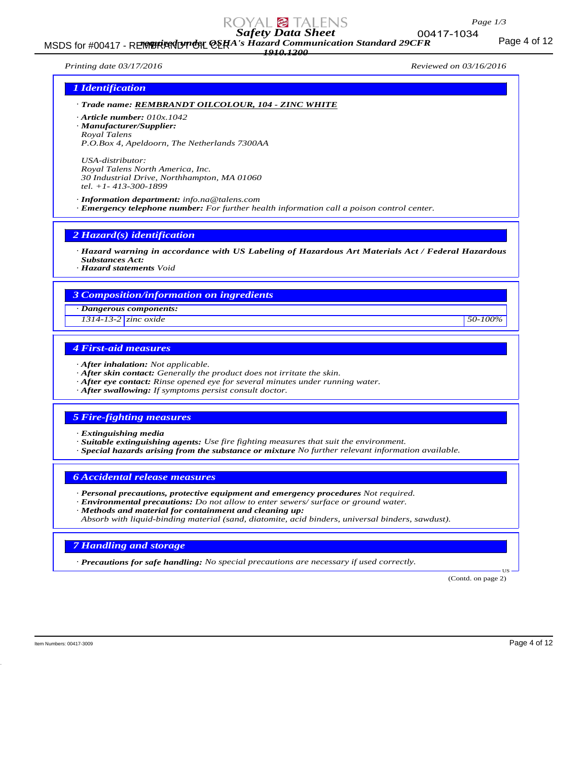# Safety Data Sheet

*required under OSHA's Hazard Communication Standard 29CFR 1910.1200*

Printing date 03/17/2016 — Reviewed on 03/16/2016

## 1 Identification

· **Trade name:** **REMBRANDT OILCOLOUR, 104 - ZINC WHITE**

· **Article number:** 010x.1042

· **Manufacturer/Supplier:**
Royal Talens
P.O.Box 4, Apeldoorn, The Netherlands 7300AA

USA-distributor:
Royal Talens North America, Inc.
30 Industrial Drive, Northhampton, MA 01060
tel. +1- 413-300-1899

· **Information department:** info.na@talens.com

· **Emergency telephone number:** For further health information call a poison control center.

## 2 Hazard(s) identification

· **Hazard warning in accordance with US Labeling of Hazardous Art Materials Act / Federal Hazardous Substances Act:**

· **Hazard statements** Void

## 3 Composition/information on ingredients

· **Dangerous components:**

| | | |
|---|---|---|
| 1314-13-2 | zinc oxide | 50-100% |

## 4 First-aid measures

· **After inhalation:** Not applicable.

· **After skin contact:** Generally the product does not irritate the skin.

· **After eye contact:** Rinse opened eye for several minutes under running water.

· **After swallowing:** If symptoms persist consult doctor.

## 5 Fire-fighting measures

· **Extinguishing media**

· **Suitable extinguishing agents:** Use fire fighting measures that suit the environment.

· **Special hazards arising from the substance or mixture** No further relevant information available.

## 6 Accidental release measures

· **Personal precautions, protective equipment and emergency procedures** Not required.

· **Environmental precautions:** Do not allow to enter sewers/ surface or ground water.

· **Methods and material for containment and cleaning up:**
Absorb with liquid-binding material (sand, diatomite, acid binders, universal binders, sawdust).

## 7 Handling and storage

· **Precautions for safe handling:** No special precautions are necessary if used correctly.

(Contd. on page 2)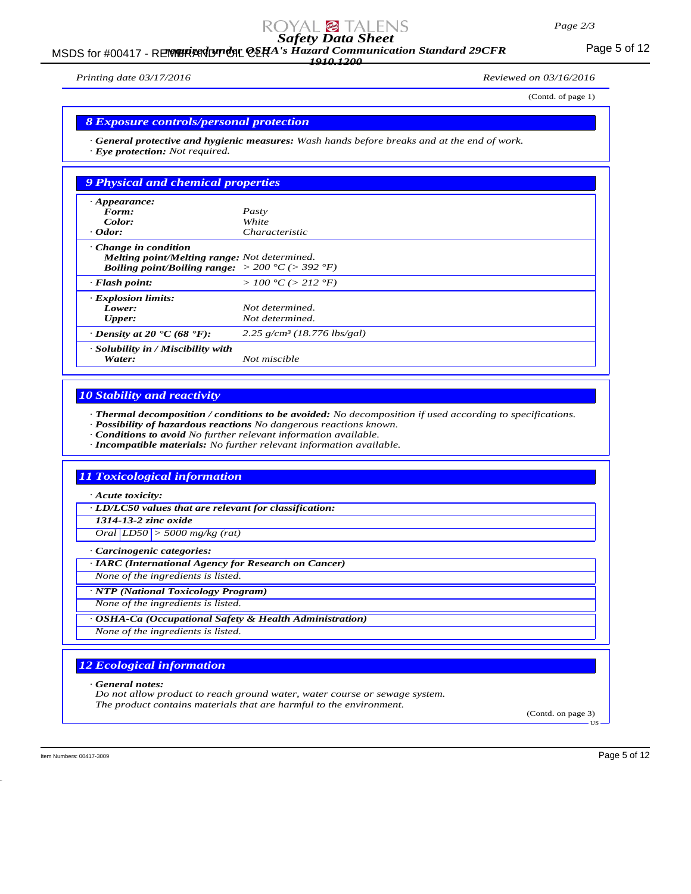(Contd. of page 1)

## 8 Exposure controls/personal protection

· **General protective and hygienic measures:** *Wash hands before breaks and at the end of work.*
· **Eye protection:** *Not required.*

## 9 Physical and chemical properties

| | |
|---|---|
| · **Appearance:** | |
| **Form:** | *Pasty* |
| **Color:** | *White* |
| · **Odor:** | *Characteristic* |
| · **Change in condition** | |
| **Melting point/Melting range:** | *Not determined.* |
| **Boiling point/Boiling range:** | *> 200 °C (> 392 °F)* |
| · **Flash point:** | *> 100 °C (> 212 °F)* |
| · **Explosion limits:** | |
| **Lower:** | *Not determined.* |
| **Upper:** | *Not determined.* |
| · **Density at 20 °C (68 °F):** | *2.25 g/cm³ (18.776 lbs/gal)* |
| · **Solubility in / Miscibility with** | |
| **Water:** | *Not miscible* |

## 10 Stability and reactivity

· **Thermal decomposition / conditions to be avoided:** *No decomposition if used according to specifications.*
· **Possibility of hazardous reactions** *No dangerous reactions known.*
· **Conditions to avoid** *No further relevant information available.*
· **Incompatible materials:** *No further relevant information available.*

## 11 Toxicological information

· **Acute toxicity:**

· **LD/LC50 values that are relevant for classification:**

**1314-13-2 zinc oxide**

| | | |
|---|---|---|
| *Oral* | *LD50* | *> 5000 mg/kg (rat)* |

· **Carcinogenic categories:**

· **IARC (International Agency for Research on Cancer)**

*None of the ingredients is listed.*

· **NTP (National Toxicology Program)**

*None of the ingredients is listed.*

· **OSHA-Ca (Occupational Safety & Health Administration)**

*None of the ingredients is listed.*

## 12 Ecological information

· **General notes:**
*Do not allow product to reach ground water, water course or sewage system.*
*The product contains materials that are harmful to the environment.*

(Contd. on page 3)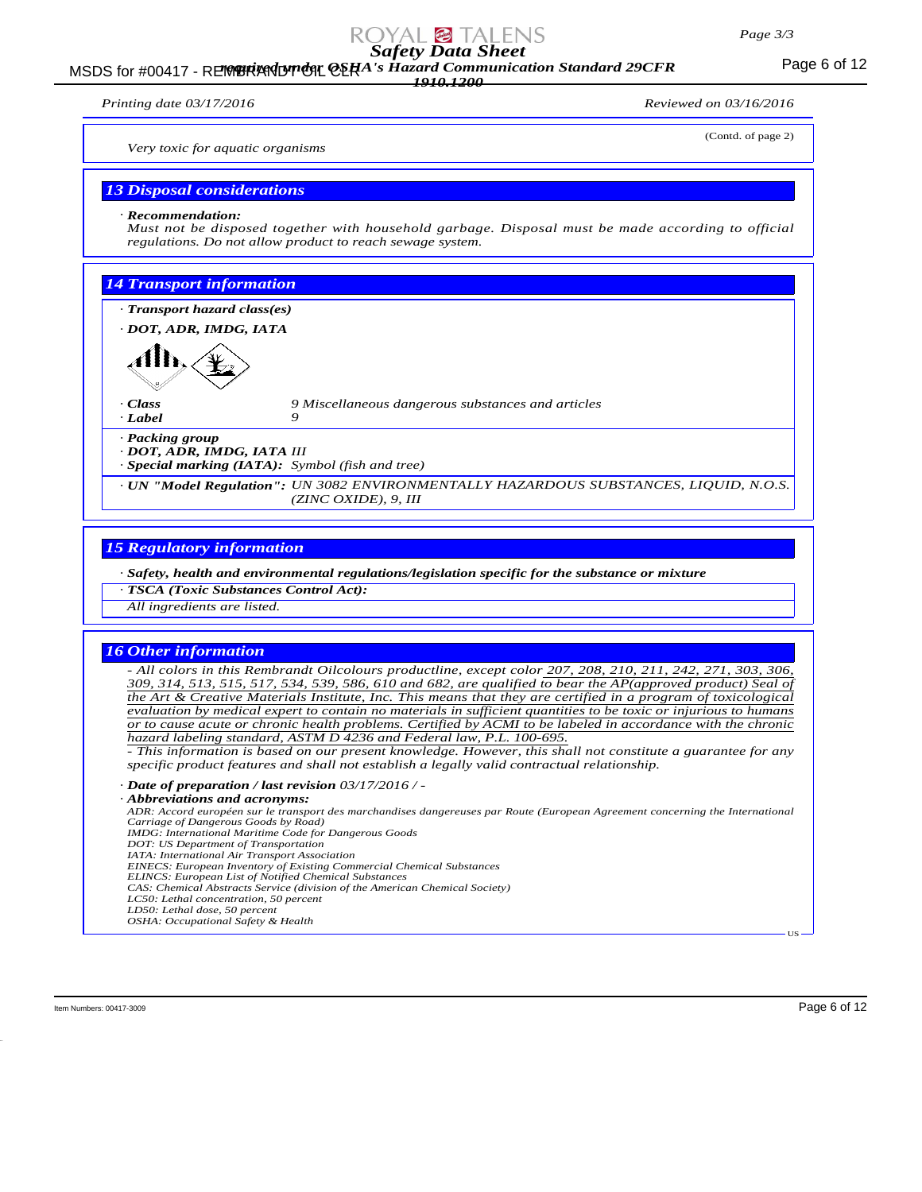(Contd. of page 2)

Very toxic for aquatic organisms

## 13 Disposal considerations

· **Recommendation:**
Must not be disposed together with household garbage. Disposal must be made according to official regulations. Do not allow product to reach sewage system.

## 14 Transport information

· **Transport hazard class(es)**

· **DOT, ADR, IMDG, IATA**

· **Class** 9 Miscellaneous dangerous substances and articles
· **Label** 9

· **Packing group**
· **DOT, ADR, IMDG, IATA** III
· **Special marking (IATA):** Symbol (fish and tree)

· **UN "Model Regulation":** UN 3082 ENVIRONMENTALLY HAZARDOUS SUBSTANCES, LIQUID, N.O.S. (ZINC OXIDE), 9, III

## 15 Regulatory information

· **Safety, health and environmental regulations/legislation specific for the substance or mixture**
· **TSCA (Toxic Substances Control Act):**
All ingredients are listed.

## 16 Other information

- All colors in this Rembrandt Oilcolours productline, except color 207, 208, 210, 211, 242, 271, 303, 306, 309, 314, 513, 515, 517, 534, 539, 586, 610 and 682, are qualified to bear the AP(approved product) Seal of the Art & Creative Materials Institute, Inc. This means that they are certified in a program of toxicological evaluation by medical expert to contain no materials in sufficient quantities to be toxic or injurious to humans or to cause acute or chronic health problems. Certified by ACMI to be labeled in accordance with the chronic hazard labeling standard, ASTM D 4236 and Federal law, P.L. 100-695.
- This information is based on our present knowledge. However, this shall not constitute a guarantee for any specific product features and shall not establish a legally valid contractual relationship.

· **Date of preparation / last revision** 03/17/2016 / -
· **Abbreviations and acronyms:**
ADR: Accord européen sur le transport des marchandises dangereuses par Route (European Agreement concerning the International Carriage of Dangerous Goods by Road)
IMDG: International Maritime Code for Dangerous Goods
DOT: US Department of Transportation
IATA: International Air Transport Association
EINECS: European Inventory of Existing Commercial Chemical Substances
ELINCS: European List of Notified Chemical Substances
CAS: Chemical Abstracts Service (division of the American Chemical Society)
LC50: Lethal concentration, 50 percent
LD50: Lethal dose, 50 percent
OSHA: Occupational Safety & Health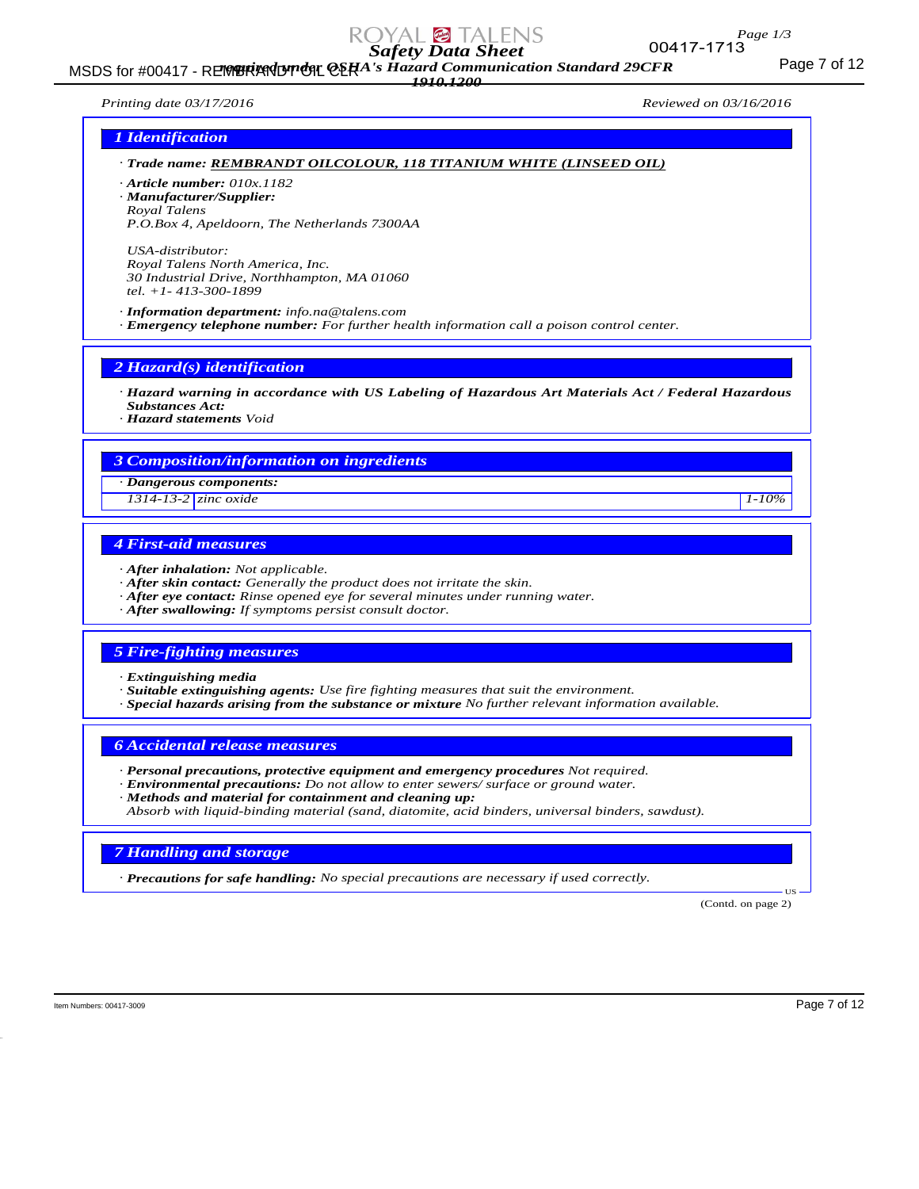# Safety Data Sheet

**required under OSHA's Hazard Communication Standard 29CFR 1910.1200**

*Printing date 03/17/2016* *Reviewed on 03/16/2016*

## 1 Identification

· **Trade name:** **REMBRANDT OILCOLOUR, 118 TITANIUM WHITE (LINSEED OIL)**

· **Article number:** 010x.1182
· **Manufacturer/Supplier:**
Royal Talens
P.O.Box 4, Apeldoorn, The Netherlands 7300AA

USA-distributor:
Royal Talens North America, Inc.
30 Industrial Drive, Northhampton, MA 01060
tel. +1- 413-300-1899

· **Information department:** info.na@talens.com
· **Emergency telephone number:** For further health information call a poison control center.

## 2 Hazard(s) identification

· **Hazard warning in accordance with US Labeling of Hazardous Art Materials Act / Federal Hazardous Substances Act:**
· **Hazard statements** Void

## 3 Composition/information on ingredients

· **Dangerous components:**

| | | |
|---|---|---|
| 1314-13-2 | zinc oxide | 1-10% |

## 4 First-aid measures

· **After inhalation:** Not applicable.
· **After skin contact:** Generally the product does not irritate the skin.
· **After eye contact:** Rinse opened eye for several minutes under running water.
· **After swallowing:** If symptoms persist consult doctor.

## 5 Fire-fighting measures

· **Extinguishing media**
· **Suitable extinguishing agents:** Use fire fighting measures that suit the environment.
· **Special hazards arising from the substance or mixture** No further relevant information available.

## 6 Accidental release measures

· **Personal precautions, protective equipment and emergency procedures** Not required.
· **Environmental precautions:** Do not allow to enter sewers/ surface or ground water.
· **Methods and material for containment and cleaning up:**
Absorb with liquid-binding material (sand, diatomite, acid binders, universal binders, sawdust).

## 7 Handling and storage

· **Precautions for safe handling:** No special precautions are necessary if used correctly.

(Contd. on page 2)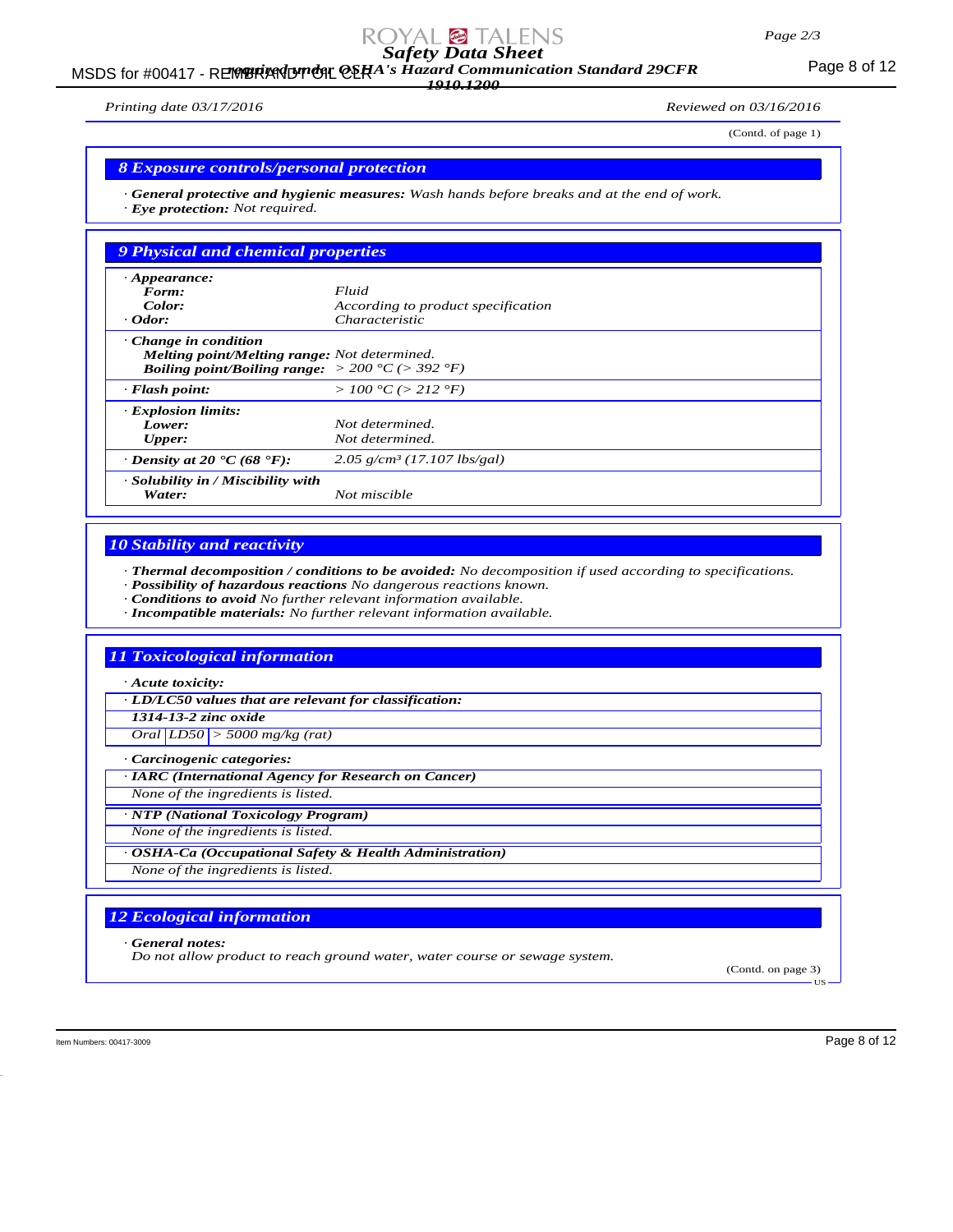Printing date 03/17/2016 Reviewed on 03/16/2016

(Contd. of page 1)

## 8 Exposure controls/personal protection

· **General protective and hygienic measures:** Wash hands before breaks and at the end of work.
· **Eye protection:** Not required.

## 9 Physical and chemical properties

| | |
|---|---|
| · **Appearance:** | |
| **Form:** | Fluid |
| **Color:** | According to product specification |
| · **Odor:** | Characteristic |
| · **Change in condition** | |
| **Melting point/Melting range:** | Not determined. |
| **Boiling point/Boiling range:** | > 200 °C (> 392 °F) |
| · **Flash point:** | > 100 °C (> 212 °F) |
| · **Explosion limits:** | |
| **Lower:** | Not determined. |
| **Upper:** | Not determined. |
| · **Density at 20 °C (68 °F):** | 2.05 g/cm³ (17.107 lbs/gal) |
| · **Solubility in / Miscibility with** | |
| **Water:** | Not miscible |

## 10 Stability and reactivity

· **Thermal decomposition / conditions to be avoided:** No decomposition if used according to specifications.
· **Possibility of hazardous reactions** No dangerous reactions known.
· **Conditions to avoid** No further relevant information available.
· **Incompatible materials:** No further relevant information available.

## 11 Toxicological information

· **Acute toxicity:**

· **LD/LC50 values that are relevant for classification:**

**1314-13-2 zinc oxide**

| | | |
|---|---|---|
| Oral | LD50 | > 5000 mg/kg (rat) |

· **Carcinogenic categories:**

· **IARC (International Agency for Research on Cancer)**

None of the ingredients is listed.

· **NTP (National Toxicology Program)**

None of the ingredients is listed.

· **OSHA-Ca (Occupational Safety & Health Administration)**

None of the ingredients is listed.

## 12 Ecological information

· **General notes:**
Do not allow product to reach ground water, water course or sewage system.

(Contd. on page 3)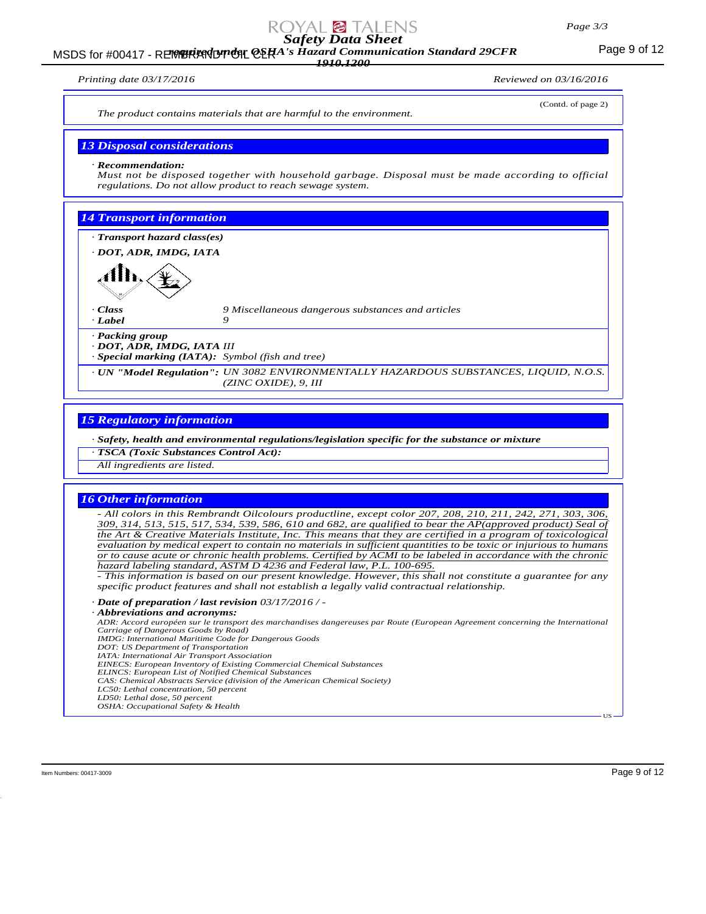(Contd. of page 2)

The product contains materials that are harmful to the environment.

## 13 Disposal considerations

· **Recommendation:**
Must not be disposed together with household garbage. Disposal must be made according to official regulations. Do not allow product to reach sewage system.

## 14 Transport information

· **Transport hazard class(es)**

· **DOT, ADR, IMDG, IATA**

· **Class** 9 Miscellaneous dangerous substances and articles
· **Label** 9

· **Packing group**
· **DOT, ADR, IMDG, IATA** III
· **Special marking (IATA):** Symbol (fish and tree)

· **UN "Model Regulation":** UN 3082 ENVIRONMENTALLY HAZARDOUS SUBSTANCES, LIQUID, N.O.S. (ZINC OXIDE), 9, III

## 15 Regulatory information

· **Safety, health and environmental regulations/legislation specific for the substance or mixture**

· **TSCA (Toxic Substances Control Act):**
All ingredients are listed.

## 16 Other information

- All colors in this Rembrandt Oilcolours productline, except color 207, 208, 210, 211, 242, 271, 303, 306, 309, 314, 513, 515, 517, 534, 539, 586, 610 and 682, are qualified to bear the AP(approved product) Seal of the Art & Creative Materials Institute, Inc. This means that they are certified in a program of toxicological evaluation by medical expert to contain no materials in sufficient quantities to be toxic or injurious to humans or to cause acute or chronic health problems. Certified by ACMI to be labeled in accordance with the chronic hazard labeling standard, ASTM D 4236 and Federal law, P.L. 100-695.
- This information is based on our present knowledge. However, this shall not constitute a guarantee for any specific product features and shall not establish a legally valid contractual relationship.

· **Date of preparation / last revision** 03/17/2016 / -

· **Abbreviations and acronyms:**
ADR: Accord européen sur le transport des marchandises dangereuses par Route (European Agreement concerning the International Carriage of Dangerous Goods by Road)
IMDG: International Maritime Code for Dangerous Goods
DOT: US Department of Transportation
IATA: International Air Transport Association
EINECS: European Inventory of Existing Commercial Chemical Substances
ELINCS: European List of Notified Chemical Substances
CAS: Chemical Abstracts Service (division of the American Chemical Society)
LC50: Lethal concentration, 50 percent
LD50: Lethal dose, 50 percent
OSHA: Occupational Safety & Health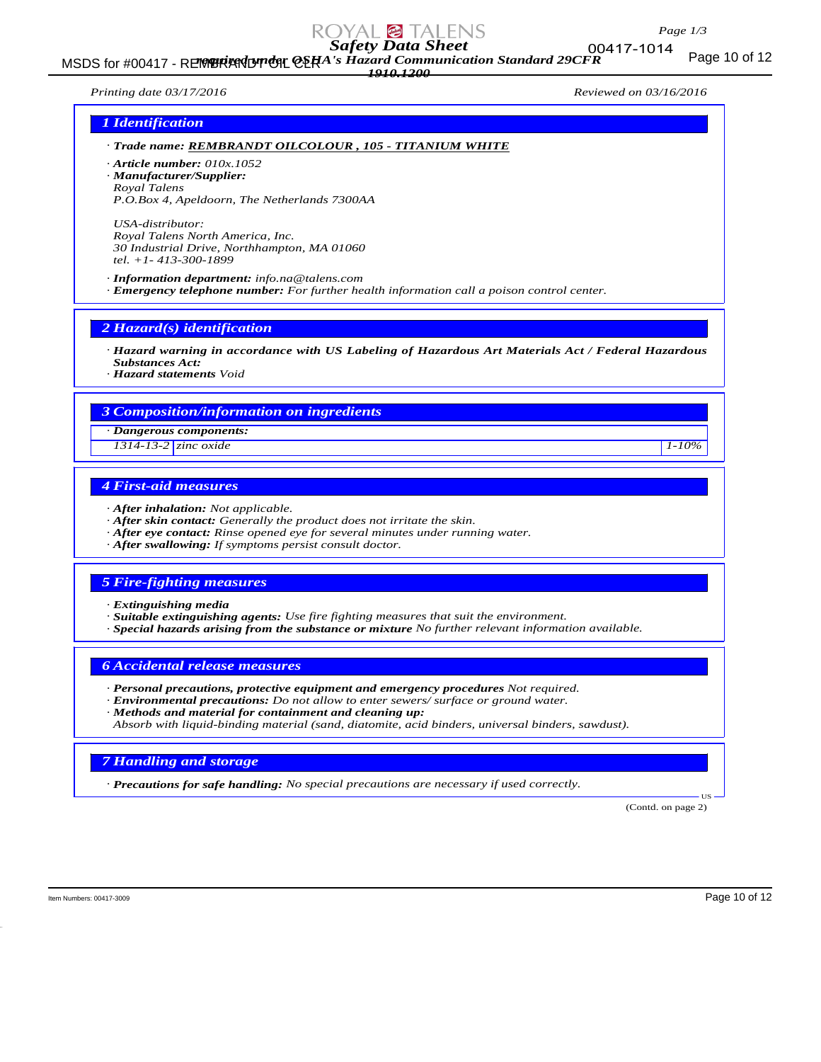# Safety Data Sheet

*required under OSHA's Hazard Communication Standard 29CFR 1910.1200*

*Printing date 03/17/2016* *Reviewed on 03/16/2016*

## 1 Identification

· **Trade name:** **REMBRANDT OILCOLOUR , 105 - TITANIUM WHITE**

· **Article number:** 010x.1052
· **Manufacturer/Supplier:**
Royal Talens
P.O.Box 4, Apeldoorn, The Netherlands 7300AA

USA-distributor:
Royal Talens North America, Inc.
30 Industrial Drive, Northhampton, MA 01060
tel. +1- 413-300-1899

· **Information department:** info.na@talens.com
· **Emergency telephone number:** For further health information call a poison control center.

## 2 Hazard(s) identification

· **Hazard warning in accordance with US Labeling of Hazardous Art Materials Act / Federal Hazardous Substances Act:**
· **Hazard statements** Void

## 3 Composition/information on ingredients

· **Dangerous components:**

| | | |
|---|---|---|
| 1314-13-2 | zinc oxide | 1-10% |

## 4 First-aid measures

· **After inhalation:** Not applicable.
· **After skin contact:** Generally the product does not irritate the skin.
· **After eye contact:** Rinse opened eye for several minutes under running water.
· **After swallowing:** If symptoms persist consult doctor.

## 5 Fire-fighting measures

· **Extinguishing media**
· **Suitable extinguishing agents:** Use fire fighting measures that suit the environment.
· **Special hazards arising from the substance or mixture** No further relevant information available.

## 6 Accidental release measures

· **Personal precautions, protective equipment and emergency procedures** Not required.
· **Environmental precautions:** Do not allow to enter sewers/ surface or ground water.
· **Methods and material for containment and cleaning up:**
Absorb with liquid-binding material (sand, diatomite, acid binders, universal binders, sawdust).

## 7 Handling and storage

· **Precautions for safe handling:** No special precautions are necessary if used correctly.

(Contd. on page 2)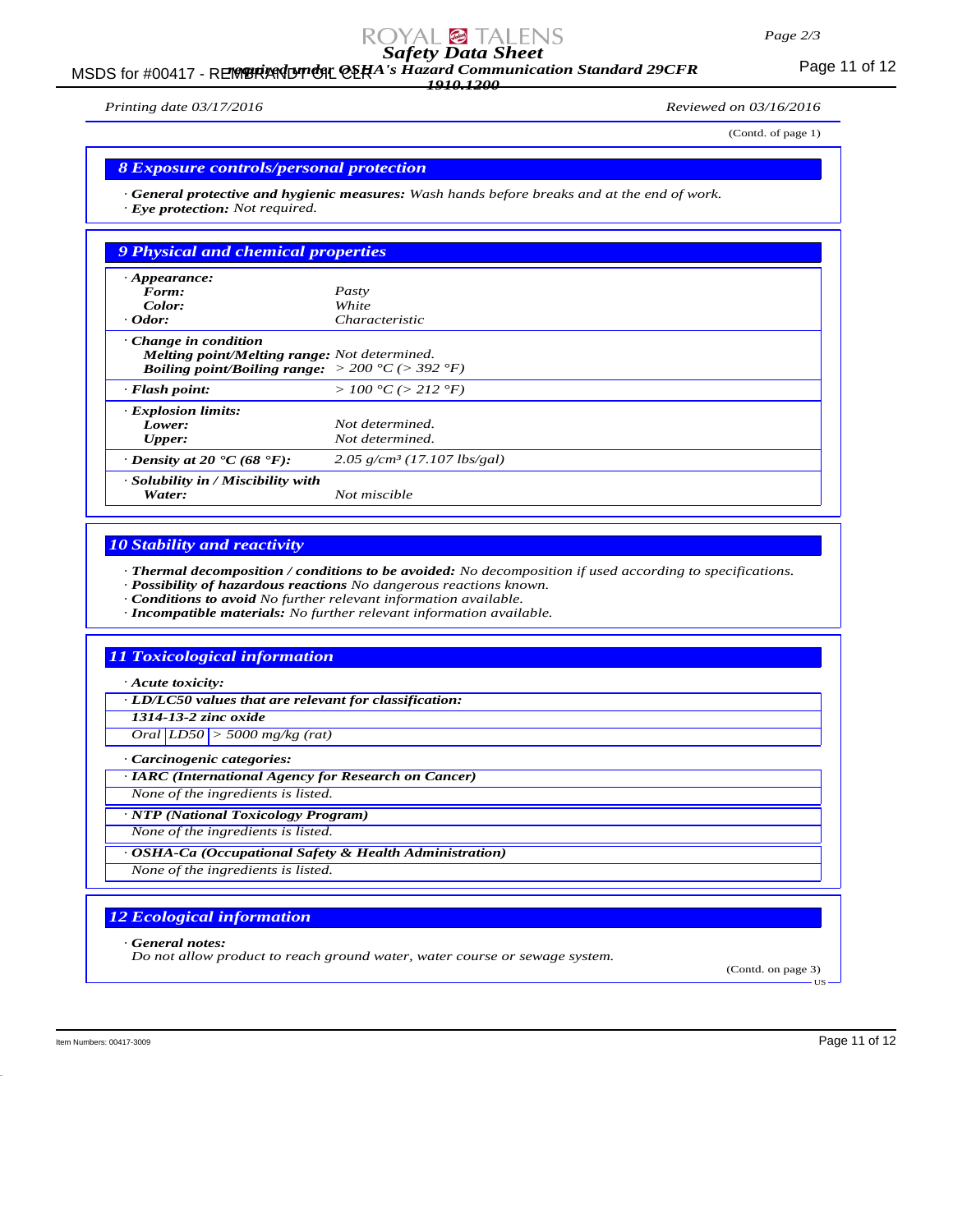Printing date 03/17/2016 Reviewed on 03/16/2016

(Contd. of page 1)

## 8 Exposure controls/personal protection

· **General protective and hygienic measures:** *Wash hands before breaks and at the end of work.*
· **Eye protection:** *Not required.*

## 9 Physical and chemical properties

| | |
|---|---|
| · **Appearance:** | |
| **Form:** | *Pasty* |
| **Color:** | *White* |
| · **Odor:** | *Characteristic* |
| · **Change in condition** | |
| **Melting point/Melting range:** | *Not determined.* |
| **Boiling point/Boiling range:** | *> 200 °C (> 392 °F)* |
| · **Flash point:** | *> 100 °C (> 212 °F)* |
| · **Explosion limits:** | |
| **Lower:** | *Not determined.* |
| **Upper:** | *Not determined.* |
| · **Density at 20 °C (68 °F):** | *2.05 g/cm³ (17.107 lbs/gal)* |
| · **Solubility in / Miscibility with** | |
| **Water:** | *Not miscible* |

## 10 Stability and reactivity

· **Thermal decomposition / conditions to be avoided:** *No decomposition if used according to specifications.*
· **Possibility of hazardous reactions** *No dangerous reactions known.*
· **Conditions to avoid** *No further relevant information available.*
· **Incompatible materials:** *No further relevant information available.*

## 11 Toxicological information

· **Acute toxicity:**

· **LD/LC50 values that are relevant for classification:**

**1314-13-2 zinc oxide**

| | | |
|---|---|---|
| *Oral* | *LD50* | *> 5000 mg/kg (rat)* |

· **Carcinogenic categories:**

· **IARC (International Agency for Research on Cancer)**

*None of the ingredients is listed.*

· **NTP (National Toxicology Program)**

*None of the ingredients is listed.*

· **OSHA-Ca (Occupational Safety & Health Administration)**

*None of the ingredients is listed.*

## 12 Ecological information

· **General notes:**
*Do not allow product to reach ground water, water course or sewage system.*

(Contd. on page 3)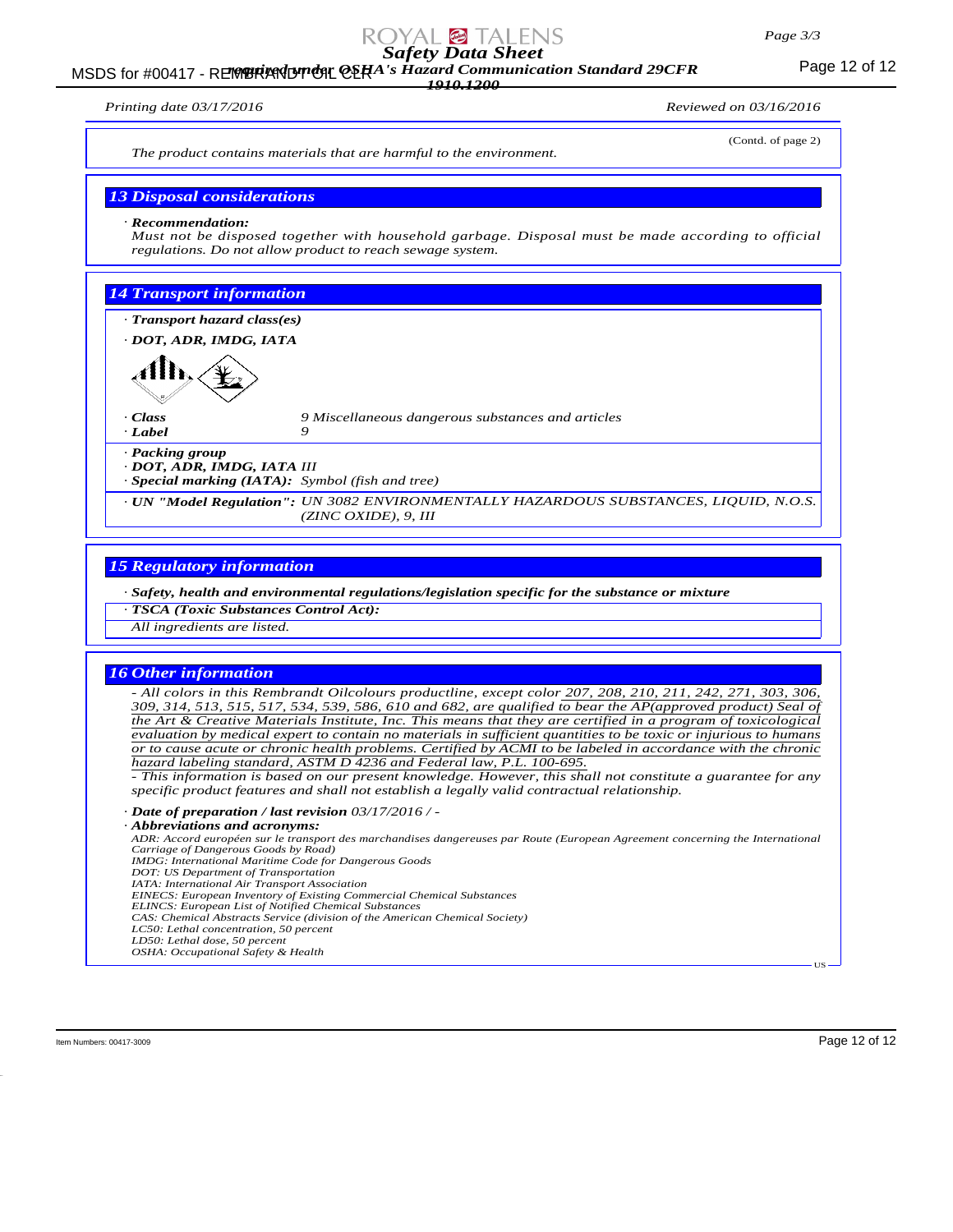(Contd. of page 2)

*The product contains materials that are harmful to the environment.*

## 13 Disposal considerations

· ***Recommendation:***
*Must not be disposed together with household garbage. Disposal must be made according to official regulations. Do not allow product to reach sewage system.*

## 14 Transport information

· ***Transport hazard class(es)***

· ***DOT, ADR, IMDG, IATA***

· ***Class*** *9 Miscellaneous dangerous substances and articles*
· ***Label*** *9*

· ***Packing group***
· ***DOT, ADR, IMDG, IATA*** *III*
· ***Special marking (IATA):*** *Symbol (fish and tree)*

· ***UN "Model Regulation":*** *UN 3082 ENVIRONMENTALLY HAZARDOUS SUBSTANCES, LIQUID, N.O.S. (ZINC OXIDE), 9, III*

## 15 Regulatory information

· ***Safety, health and environmental regulations/legislation specific for the substance or mixture***
· ***TSCA (Toxic Substances Control Act):***
*All ingredients are listed.*

## 16 Other information

*- All colors in this Rembrandt Oilcolours productline, except color 207, 208, 210, 211, 242, 271, 303, 306, 309, 314, 513, 515, 517, 534, 539, 586, 610 and 682, are qualified to bear the AP(approved product) Seal of the Art & Creative Materials Institute, Inc. This means that they are certified in a program of toxicological evaluation by medical expert to contain no materials in sufficient quantities to be toxic or injurious to humans or to cause acute or chronic health problems. Certified by ACMI to be labeled in accordance with the chronic hazard labeling standard, ASTM D 4236 and Federal law, P.L. 100-695.*
*- This information is based on our present knowledge. However, this shall not constitute a guarantee for any specific product features and shall not establish a legally valid contractual relationship.*

· ***Date of preparation / last revision*** *03/17/2016 / -*
· ***Abbreviations and acronyms:***
*ADR: Accord européen sur le transport des marchandises dangereuses par Route (European Agreement concerning the International Carriage of Dangerous Goods by Road)*
*IMDG: International Maritime Code for Dangerous Goods*
*DOT: US Department of Transportation*
*IATA: International Air Transport Association*
*EINECS: European Inventory of Existing Commercial Chemical Substances*
*ELINCS: European List of Notified Chemical Substances*
*CAS: Chemical Abstracts Service (division of the American Chemical Society)*
*LC50: Lethal concentration, 50 percent*
*LD50: Lethal dose, 50 percent*
*OSHA: Occupational Safety & Health*